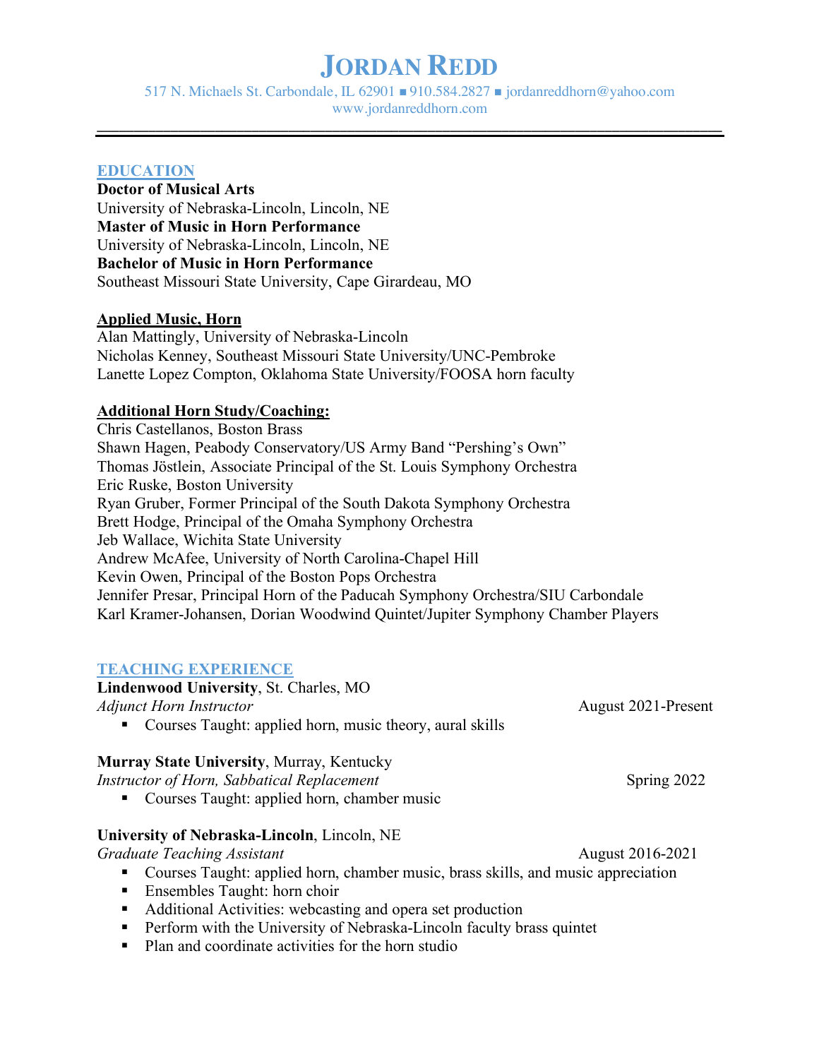# JORDAN REDD

517 N. Michaels St. Carbondale, IL 62901 ■ 910.584.2827 ■ jordanreddhorn@yahoo.com
www.jordanreddhorn.com

---

## EDUCATION

**Doctor of Musical Arts**
University of Nebraska-Lincoln, Lincoln, NE
**Master of Music in Horn Performance**
University of Nebraska-Lincoln, Lincoln, NE
**Bachelor of Music in Horn Performance**
Southeast Missouri State University, Cape Girardeau, MO

### Applied Music, Horn

Alan Mattingly, University of Nebraska-Lincoln
Nicholas Kenney, Southeast Missouri State University/UNC-Pembroke
Lanette Lopez Compton, Oklahoma State University/FOOSA horn faculty

### Additional Horn Study/Coaching:

Chris Castellanos, Boston Brass
Shawn Hagen, Peabody Conservatory/US Army Band "Pershing's Own"
Thomas Jöstlein, Associate Principal of the St. Louis Symphony Orchestra
Eric Ruske, Boston University
Ryan Gruber, Former Principal of the South Dakota Symphony Orchestra
Brett Hodge, Principal of the Omaha Symphony Orchestra
Jeb Wallace, Wichita State University
Andrew McAfee, University of North Carolina-Chapel Hill
Kevin Owen, Principal of the Boston Pops Orchestra
Jennifer Presar, Principal Horn of the Paducah Symphony Orchestra/SIU Carbondale
Karl Kramer-Johansen, Dorian Woodwind Quintet/Jupiter Symphony Chamber Players

## TEACHING EXPERIENCE

**Lindenwood University**, St. Charles, MO
*Adjunct Horn Instructor* — August 2021-Present

- Courses Taught: applied horn, music theory, aural skills

**Murray State University**, Murray, Kentucky
*Instructor of Horn, Sabbatical Replacement* — Spring 2022

- Courses Taught: applied horn, chamber music

**University of Nebraska-Lincoln**, Lincoln, NE
*Graduate Teaching Assistant* — August 2016-2021

- Courses Taught: applied horn, chamber music, brass skills, and music appreciation
- Ensembles Taught: horn choir
- Additional Activities: webcasting and opera set production
- Perform with the University of Nebraska-Lincoln faculty brass quintet
- Plan and coordinate activities for the horn studio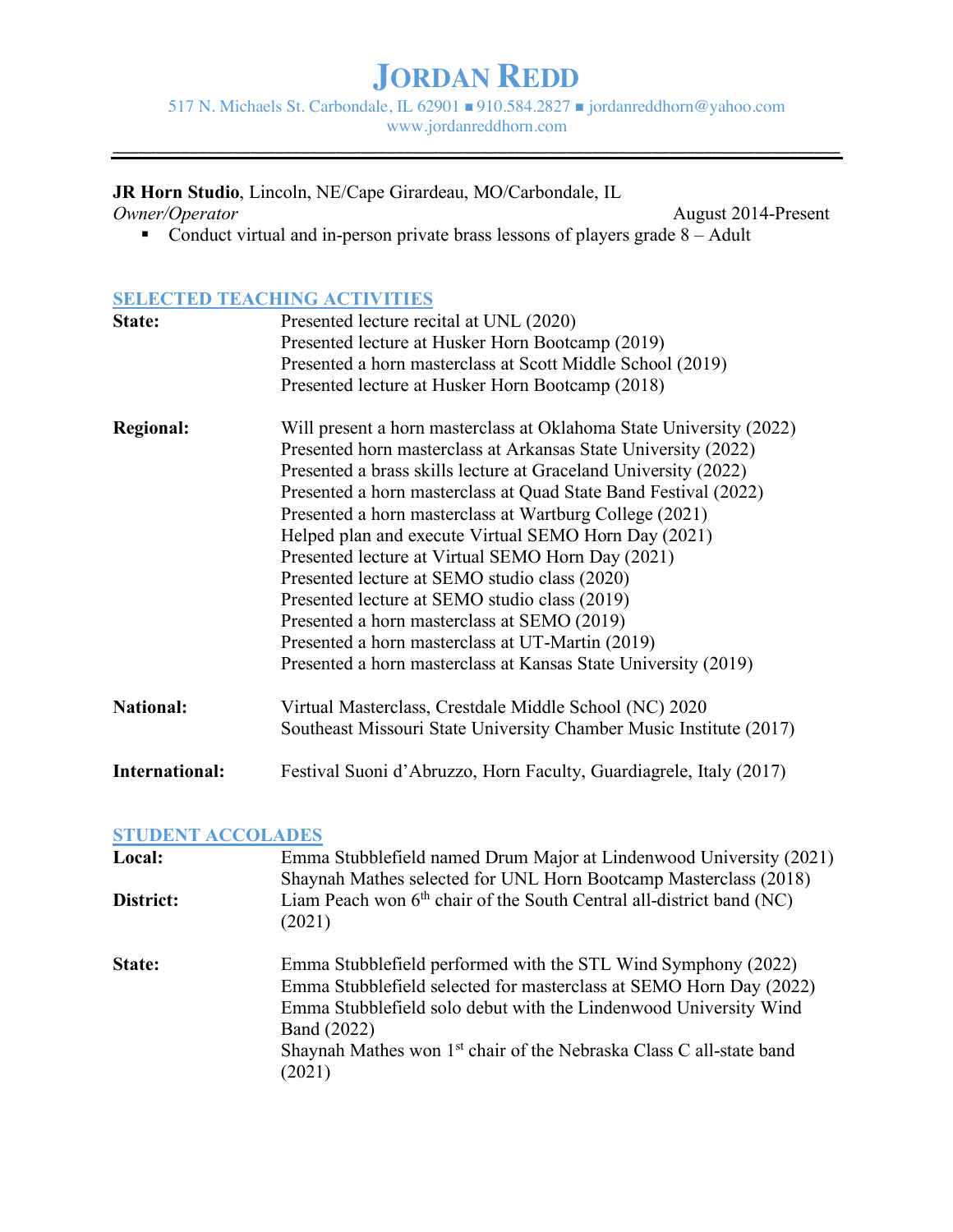# JORDAN REDD

517 N. Michaels St. Carbondale, IL 62901 ■ 910.584.2827 ■ jordanreddhorn@yahoo.com
www.jordanreddhorn.com

---

**JR Horn Studio**, Lincoln, NE/Cape Girardeau, MO/Carbondale, IL
*Owner/Operator* August 2014-Present

- Conduct virtual and in-person private brass lessons of players grade 8 – Adult

## SELECTED TEACHING ACTIVITIES

**State:**
Presented lecture recital at UNL (2020)
Presented lecture at Husker Horn Bootcamp (2019)
Presented a horn masterclass at Scott Middle School (2019)
Presented lecture at Husker Horn Bootcamp (2018)

**Regional:**
Will present a horn masterclass at Oklahoma State University (2022)
Presented horn masterclass at Arkansas State University (2022)
Presented a brass skills lecture at Graceland University (2022)
Presented a horn masterclass at Quad State Band Festival (2022)
Presented a horn masterclass at Wartburg College (2021)
Helped plan and execute Virtual SEMO Horn Day (2021)
Presented lecture at Virtual SEMO Horn Day (2021)
Presented lecture at SEMO studio class (2020)
Presented lecture at SEMO studio class (2019)
Presented a horn masterclass at SEMO (2019)
Presented a horn masterclass at UT-Martin (2019)
Presented a horn masterclass at Kansas State University (2019)

**National:**
Virtual Masterclass, Crestdale Middle School (NC) 2020
Southeast Missouri State University Chamber Music Institute (2017)

**International:**
Festival Suoni d'Abruzzo, Horn Faculty, Guardiagrele, Italy (2017)

## STUDENT ACCOLADES

**Local:**
Emma Stubblefield named Drum Major at Lindenwood University (2021)
Shaynah Mathes selected for UNL Horn Bootcamp Masterclass (2018)

**District:**
Liam Peach won 6th chair of the South Central all-district band (NC) (2021)

**State:**
Emma Stubblefield performed with the STL Wind Symphony (2022)
Emma Stubblefield selected for masterclass at SEMO Horn Day (2022)
Emma Stubblefield solo debut with the Lindenwood University Wind Band (2022)
Shaynah Mathes won 1st chair of the Nebraska Class C all-state band (2021)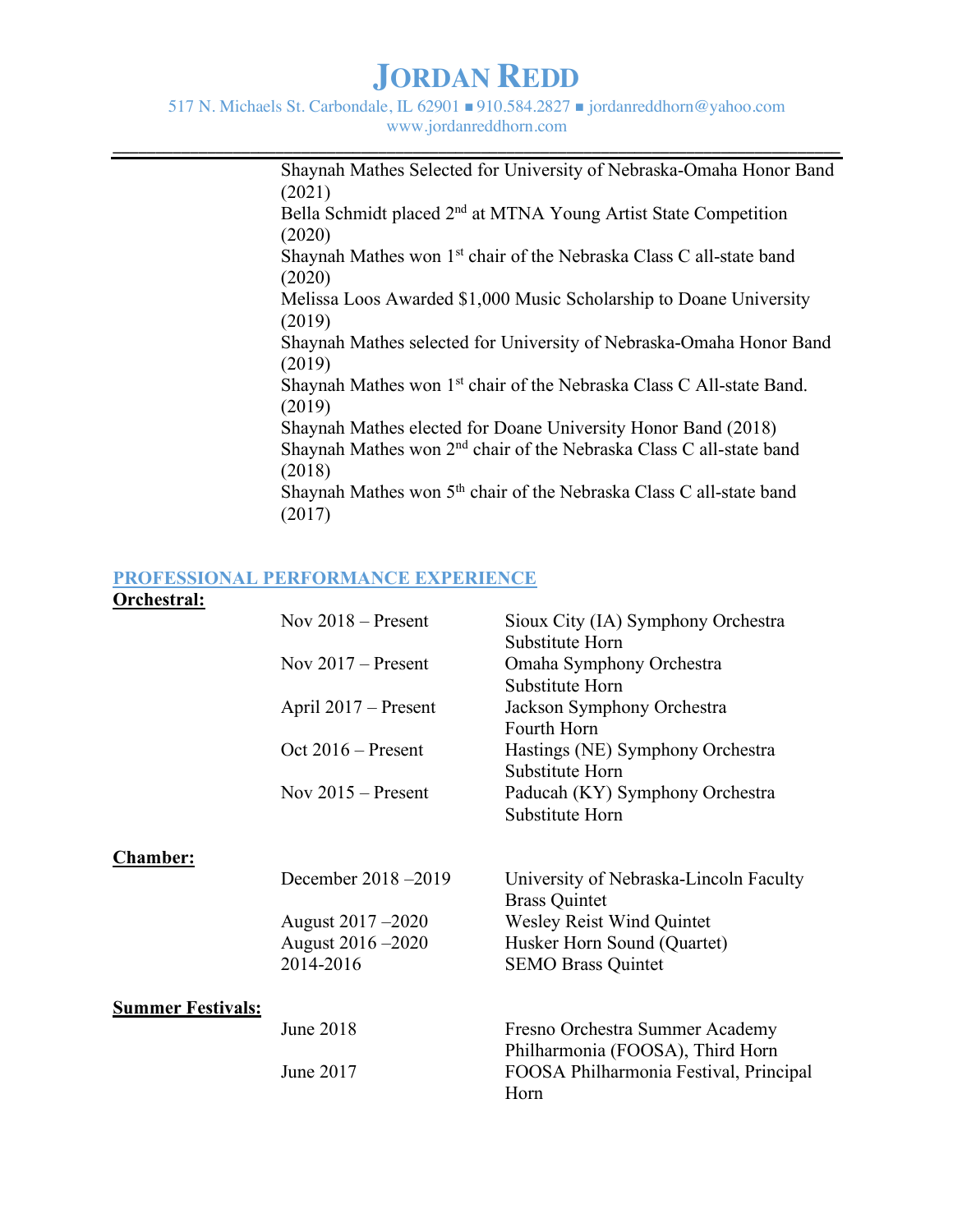# JORDAN REDD

517 N. Michaels St. Carbondale, IL 62901 ■ 910.584.2827 ■ jordanreddhorn@yahoo.com
www.jordanreddhorn.com

---

Shaynah Mathes Selected for University of Nebraska-Omaha Honor Band (2021)
Bella Schmidt placed 2nd at MTNA Young Artist State Competition (2020)
Shaynah Mathes won 1st chair of the Nebraska Class C all-state band (2020)
Melissa Loos Awarded $1,000 Music Scholarship to Doane University (2019)
Shaynah Mathes selected for University of Nebraska-Omaha Honor Band (2019)
Shaynah Mathes won 1st chair of the Nebraska Class C All-state Band. (2019)
Shaynah Mathes elected for Doane University Honor Band (2018)
Shaynah Mathes won 2nd chair of the Nebraska Class C all-state band (2018)
Shaynah Mathes won 5th chair of the Nebraska Class C all-state band (2017)

## PROFESSIONAL PERFORMANCE EXPERIENCE

**Orchestral:**

| | |
|---|---|
| Nov 2018 – Present | Sioux City (IA) Symphony Orchestra<br>Substitute Horn |
| Nov 2017 – Present | Omaha Symphony Orchestra<br>Substitute Horn |
| April 2017 – Present | Jackson Symphony Orchestra<br>Fourth Horn |
| Oct 2016 – Present | Hastings (NE) Symphony Orchestra<br>Substitute Horn |
| Nov 2015 – Present | Paducah (KY) Symphony Orchestra<br>Substitute Horn |

**Chamber:**

| | |
|---|---|
| December 2018 –2019 | University of Nebraska-Lincoln Faculty Brass Quintet |
| August 2017 –2020 | Wesley Reist Wind Quintet |
| August 2016 –2020 | Husker Horn Sound (Quartet) |
| 2014-2016 | SEMO Brass Quintet |

**Summer Festivals:**

| | |
|---|---|
| June 2018 | Fresno Orchestra Summer Academy Philharmonia (FOOSA), Third Horn |
| June 2017 | FOOSA Philharmonia Festival, Principal Horn |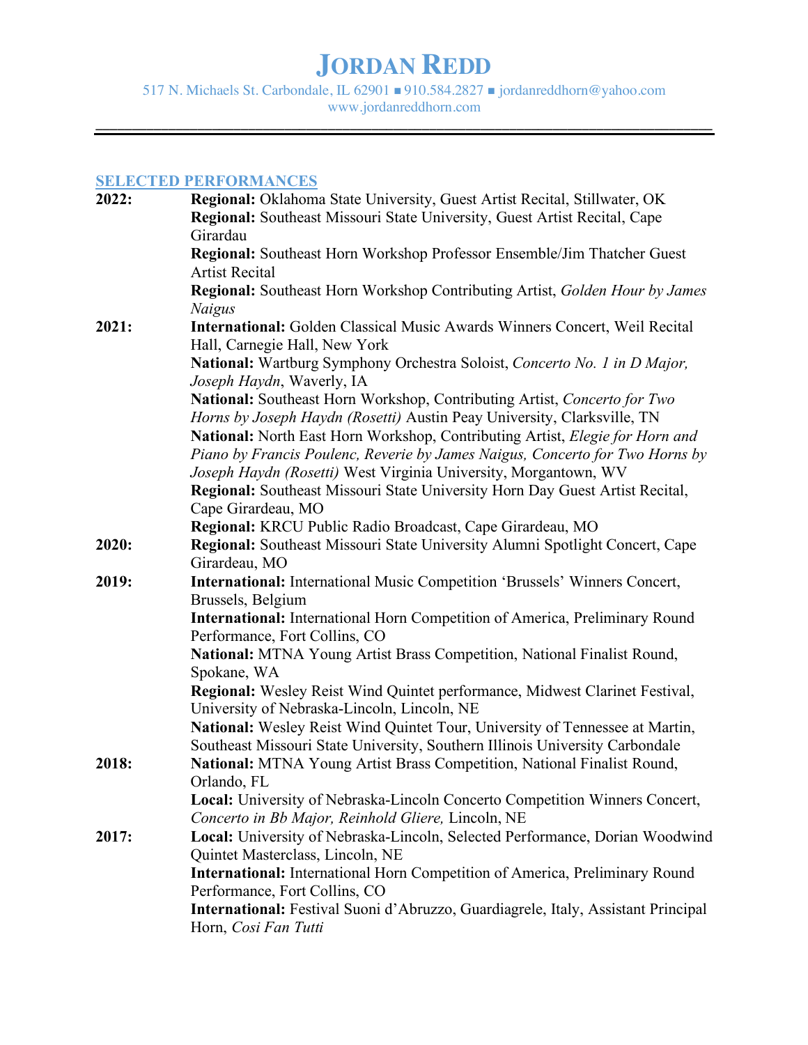# JORDAN REDD

517 N. Michaels St. Carbondale, IL 62901 ■ 910.584.2827 ■ jordanreddhorn@yahoo.com
www.jordanreddhorn.com

---

## SELECTED PERFORMANCES

**2022:**

- **Regional:** Oklahoma State University, Guest Artist Recital, Stillwater, OK
- **Regional:** Southeast Missouri State University, Guest Artist Recital, Cape Girardau
- **Regional:** Southeast Horn Workshop Professor Ensemble/Jim Thatcher Guest Artist Recital
- **Regional:** Southeast Horn Workshop Contributing Artist, *Golden Hour by James Naigus*

**2021:**

- **International:** Golden Classical Music Awards Winners Concert, Weil Recital Hall, Carnegie Hall, New York
- **National:** Wartburg Symphony Orchestra Soloist, *Concerto No. 1 in D Major, Joseph Haydn*, Waverly, IA
- **National:** Southeast Horn Workshop, Contributing Artist, *Concerto for Two Horns by Joseph Haydn (Rosetti)* Austin Peay University, Clarksville, TN
- **National:** North East Horn Workshop, Contributing Artist, *Elegie for Horn and Piano by Francis Poulenc, Reverie by James Naigus, Concerto for Two Horns by Joseph Haydn (Rosetti)* West Virginia University, Morgantown, WV
- **Regional:** Southeast Missouri State University Horn Day Guest Artist Recital, Cape Girardeau, MO
- **Regional:** KRCU Public Radio Broadcast, Cape Girardeau, MO

**2020:**

- **Regional:** Southeast Missouri State University Alumni Spotlight Concert, Cape Girardeau, MO

**2019:**

- **International:** International Music Competition 'Brussels' Winners Concert, Brussels, Belgium
- **International:** International Horn Competition of America, Preliminary Round Performance, Fort Collins, CO
- **National:** MTNA Young Artist Brass Competition, National Finalist Round, Spokane, WA
- **Regional:** Wesley Reist Wind Quintet performance, Midwest Clarinet Festival, University of Nebraska-Lincoln, Lincoln, NE
- **National:** Wesley Reist Wind Quintet Tour, University of Tennessee at Martin, Southeast Missouri State University, Southern Illinois University Carbondale

**2018:**

- **National:** MTNA Young Artist Brass Competition, National Finalist Round, Orlando, FL
- **Local:** University of Nebraska-Lincoln Concerto Competition Winners Concert, *Concerto in Bb Major, Reinhold Gliere,* Lincoln, NE

**2017:**

- **Local:** University of Nebraska-Lincoln, Selected Performance, Dorian Woodwind Quintet Masterclass, Lincoln, NE
- **International:** International Horn Competition of America, Preliminary Round Performance, Fort Collins, CO
- **International:** Festival Suoni d'Abruzzo, Guardiagrele, Italy, Assistant Principal Horn, *Cosi Fan Tutti*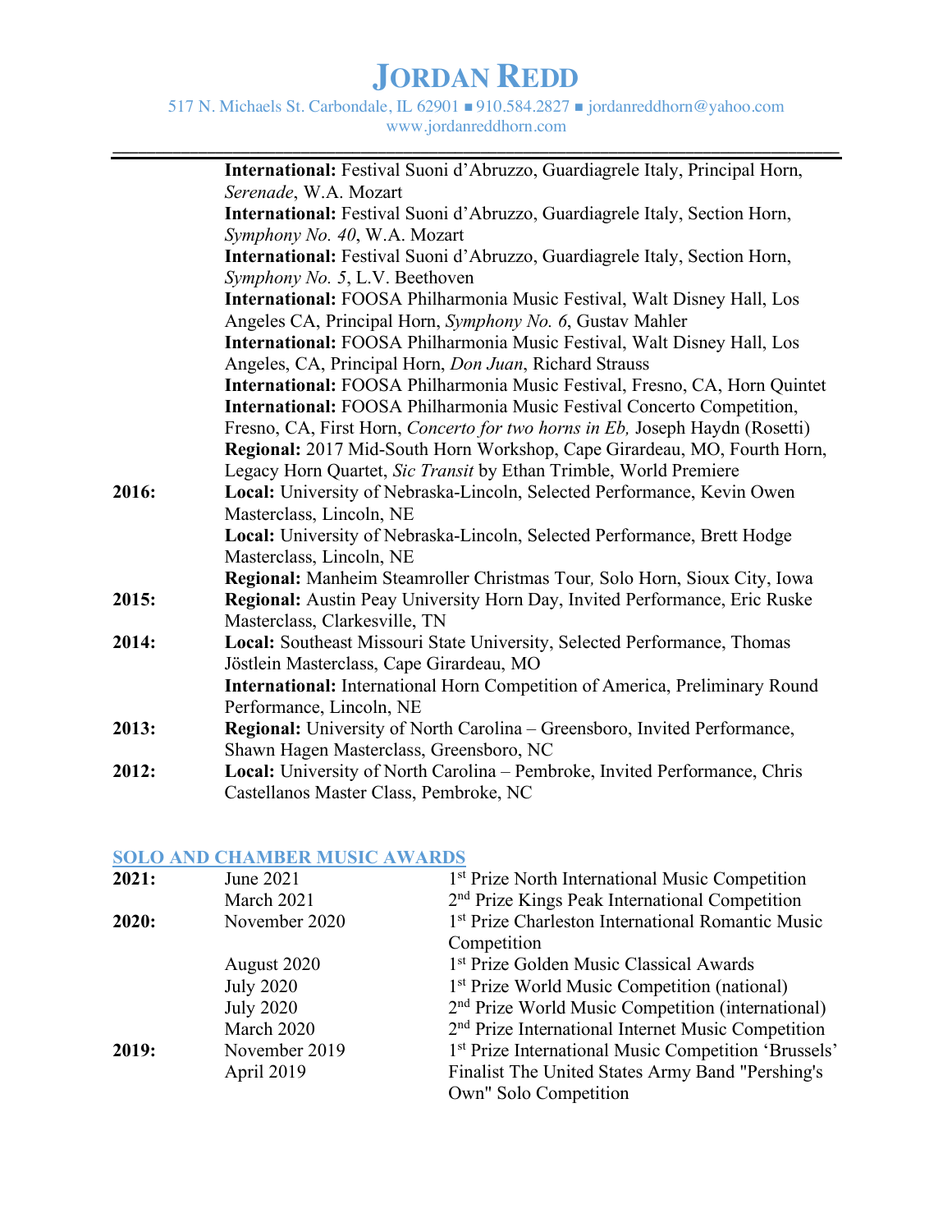# Jordan Redd

517 N. Michaels St. Carbondale, IL 62901 ■ 910.584.2827 ■ jordanreddhorn@yahoo.com
www.jordanreddhorn.com

---

| | |
|---|---|
| | **International:** Festival Suoni d'Abruzzo, Guardiagrele Italy, Principal Horn, *Serenade*, W.A. Mozart |
| | **International:** Festival Suoni d'Abruzzo, Guardiagrele Italy, Section Horn, *Symphony No. 40*, W.A. Mozart |
| | **International:** Festival Suoni d'Abruzzo, Guardiagrele Italy, Section Horn, *Symphony No. 5*, L.V. Beethoven |
| | **International:** FOOSA Philharmonia Music Festival, Walt Disney Hall, Los Angeles CA, Principal Horn, *Symphony No. 6*, Gustav Mahler |
| | **International:** FOOSA Philharmonia Music Festival, Walt Disney Hall, Los Angeles, CA, Principal Horn, *Don Juan*, Richard Strauss |
| | **International:** FOOSA Philharmonia Music Festival, Fresno, CA, Horn Quintet |
| | **International:** FOOSA Philharmonia Music Festival Concerto Competition, Fresno, CA, First Horn, *Concerto for two horns in Eb,* Joseph Haydn (Rosetti) |
| | **Regional:** 2017 Mid-South Horn Workshop, Cape Girardeau, MO, Fourth Horn, Legacy Horn Quartet, *Sic Transit* by Ethan Trimble, World Premiere |
| **2016:** | **Local:** University of Nebraska-Lincoln, Selected Performance, Kevin Owen Masterclass, Lincoln, NE |
| | **Local:** University of Nebraska-Lincoln, Selected Performance, Brett Hodge Masterclass, Lincoln, NE |
| | **Regional:** Manheim Steamroller Christmas Tour*,* Solo Horn, Sioux City, Iowa |
| **2015:** | **Regional:** Austin Peay University Horn Day, Invited Performance, Eric Ruske Masterclass, Clarkesville, TN |
| **2014:** | **Local:** Southeast Missouri State University, Selected Performance, Thomas Jöstlein Masterclass, Cape Girardeau, MO |
| | **International:** International Horn Competition of America, Preliminary Round Performance, Lincoln, NE |
| **2013:** | **Regional:** University of North Carolina – Greensboro, Invited Performance, Shawn Hagen Masterclass, Greensboro, NC |
| **2012:** | **Local:** University of North Carolina – Pembroke, Invited Performance, Chris Castellanos Master Class, Pembroke, NC |

## SOLO AND CHAMBER MUSIC AWARDS

| | | |
|---|---|---|
| **2021:** | June 2021 | 1st Prize North International Music Competition |
| | March 2021 | 2nd Prize Kings Peak International Competition |
| **2020:** | November 2020 | 1st Prize Charleston International Romantic Music Competition |
| | August 2020 | 1st Prize Golden Music Classical Awards |
| | July 2020 | 1st Prize World Music Competition (national) |
| | July 2020 | 2nd Prize World Music Competition (international) |
| | March 2020 | 2nd Prize International Internet Music Competition |
| **2019:** | November 2019 | 1st Prize International Music Competition 'Brussels' |
| | April 2019 | Finalist The United States Army Band "Pershing's Own" Solo Competition |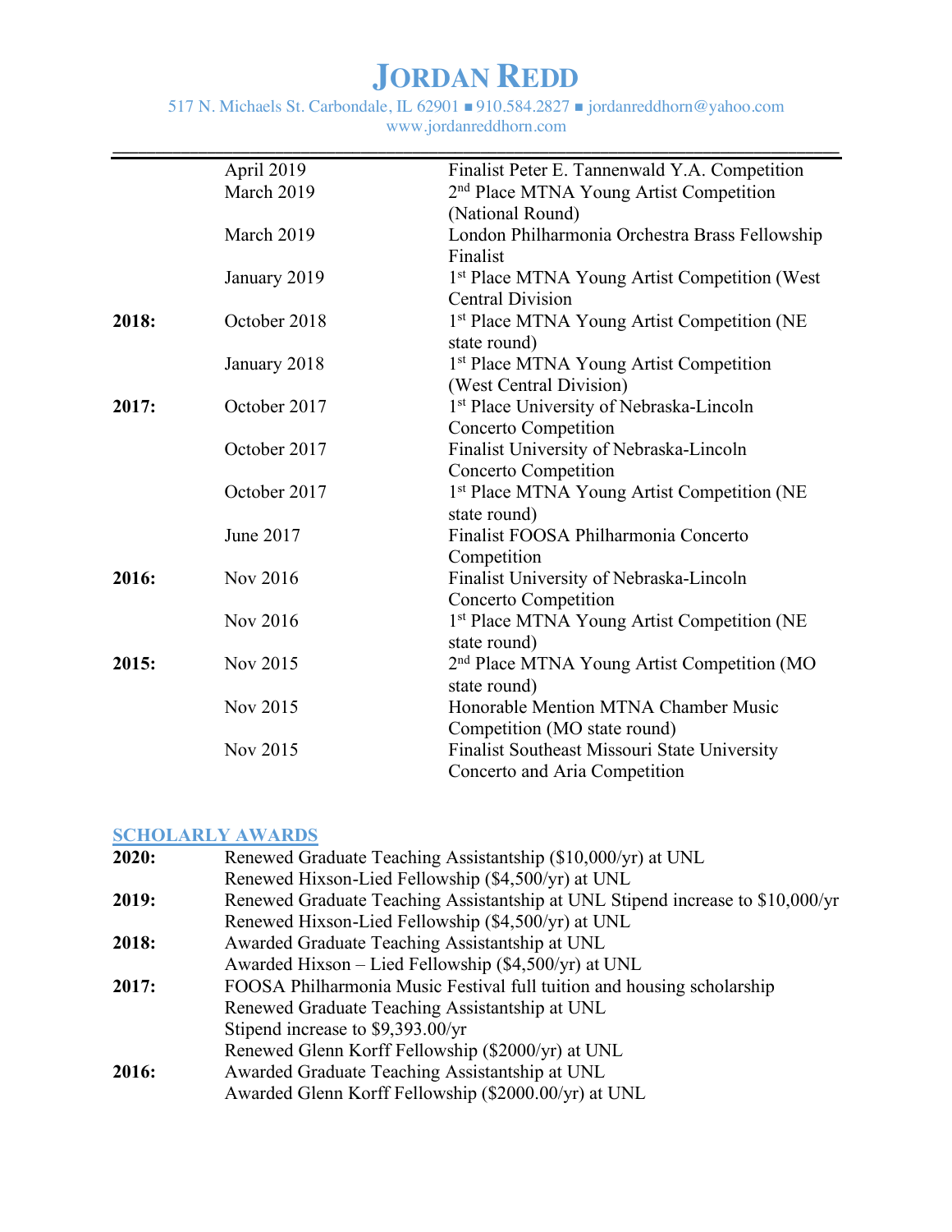# JORDAN REDD

517 N. Michaels St. Carbondale, IL 62901 ■ 910.584.2827 ■ jordanreddhorn@yahoo.com
www.jordanreddhorn.com

---

| | | |
|---|---|---|
| | April 2019 | Finalist Peter E. Tannenwald Y.A. Competition |
| | March 2019 | 2nd Place MTNA Young Artist Competition (National Round) |
| | March 2019 | London Philharmonia Orchestra Brass Fellowship Finalist |
| | January 2019 | 1st Place MTNA Young Artist Competition (West Central Division |
| **2018:** | October 2018 | 1st Place MTNA Young Artist Competition (NE state round) |
| | January 2018 | 1st Place MTNA Young Artist Competition (West Central Division) |
| **2017:** | October 2017 | 1st Place University of Nebraska-Lincoln Concerto Competition |
| | October 2017 | Finalist University of Nebraska-Lincoln Concerto Competition |
| | October 2017 | 1st Place MTNA Young Artist Competition (NE state round) |
| | June 2017 | Finalist FOOSA Philharmonia Concerto Competition |
| **2016:** | Nov 2016 | Finalist University of Nebraska-Lincoln Concerto Competition |
| | Nov 2016 | 1st Place MTNA Young Artist Competition (NE state round) |
| **2015:** | Nov 2015 | 2nd Place MTNA Young Artist Competition (MO state round) |
| | Nov 2015 | Honorable Mention MTNA Chamber Music Competition (MO state round) |
| | Nov 2015 | Finalist Southeast Missouri State University Concerto and Aria Competition |

## SCHOLARLY AWARDS

**2020:** Renewed Graduate Teaching Assistantship ($10,000/yr) at UNL
Renewed Hixson-Lied Fellowship ($4,500/yr) at UNL

**2019:** Renewed Graduate Teaching Assistantship at UNL Stipend increase to $10,000/yr
Renewed Hixson-Lied Fellowship ($4,500/yr) at UNL

**2018:** Awarded Graduate Teaching Assistantship at UNL
Awarded Hixson – Lied Fellowship ($4,500/yr) at UNL

**2017:** FOOSA Philharmonia Music Festival full tuition and housing scholarship
Renewed Graduate Teaching Assistantship at UNL
Stipend increase to $9,393.00/yr
Renewed Glenn Korff Fellowship ($2000/yr) at UNL

**2016:** Awarded Graduate Teaching Assistantship at UNL
Awarded Glenn Korff Fellowship ($2000.00/yr) at UNL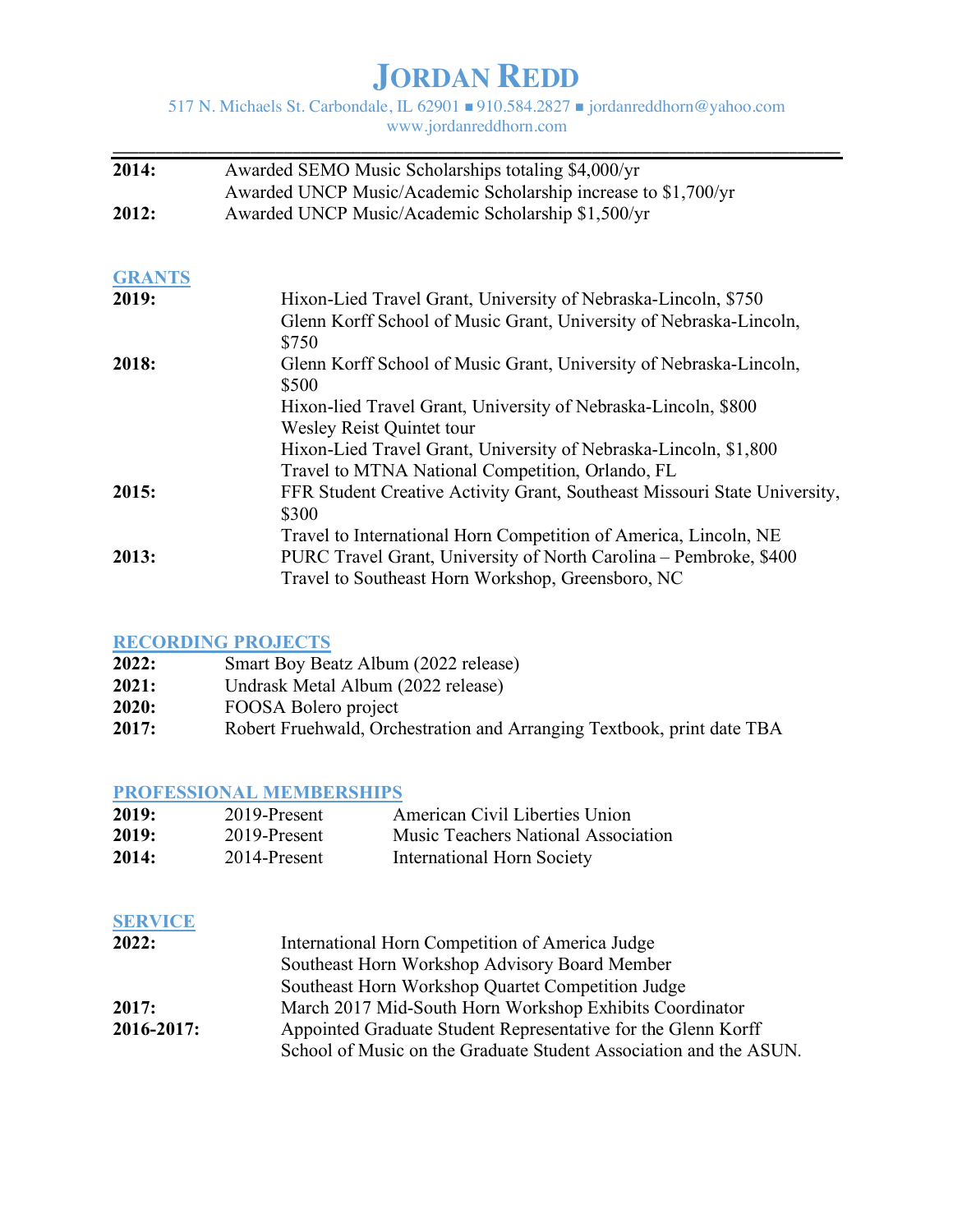# Jordan Redd

517 N. Michaels St. Carbondale, IL 62901 ■ 910.584.2827 ■ jordanreddhorn@yahoo.com
www.jordanreddhorn.com

---

**2014:** Awarded SEMO Music Scholarships totaling $4,000/yr
Awarded UNCP Music/Academic Scholarship increase to $1,700/yr

**2012:** Awarded UNCP Music/Academic Scholarship $1,500/yr

## GRANTS

**2019:** Hixon-Lied Travel Grant, University of Nebraska-Lincoln, $750
Glenn Korff School of Music Grant, University of Nebraska-Lincoln, $750

**2018:** Glenn Korff School of Music Grant, University of Nebraska-Lincoln, $500
Hixon-lied Travel Grant, University of Nebraska-Lincoln, $800
Wesley Reist Quintet tour
Hixon-Lied Travel Grant, University of Nebraska-Lincoln, $1,800
Travel to MTNA National Competition, Orlando, FL

**2015:** FFR Student Creative Activity Grant, Southeast Missouri State University, $300
Travel to International Horn Competition of America, Lincoln, NE

**2013:** PURC Travel Grant, University of North Carolina – Pembroke, $400
Travel to Southeast Horn Workshop, Greensboro, NC

## RECORDING PROJECTS

**2022:** Smart Boy Beatz Album (2022 release)

**2021:** Undrask Metal Album (2022 release)

**2020:** FOOSA Bolero project

**2017:** Robert Fruehwald, Orchestration and Arranging Textbook, print date TBA

## PROFESSIONAL MEMBERSHIPS

**2019:** 2019-Present American Civil Liberties Union

**2019:** 2019-Present Music Teachers National Association

**2014:** 2014-Present International Horn Society

## SERVICE

**2022:** International Horn Competition of America Judge
Southeast Horn Workshop Advisory Board Member
Southeast Horn Workshop Quartet Competition Judge

**2017:** March 2017 Mid-South Horn Workshop Exhibits Coordinator

**2016-2017:** Appointed Graduate Student Representative for the Glenn Korff School of Music on the Graduate Student Association and the ASUN.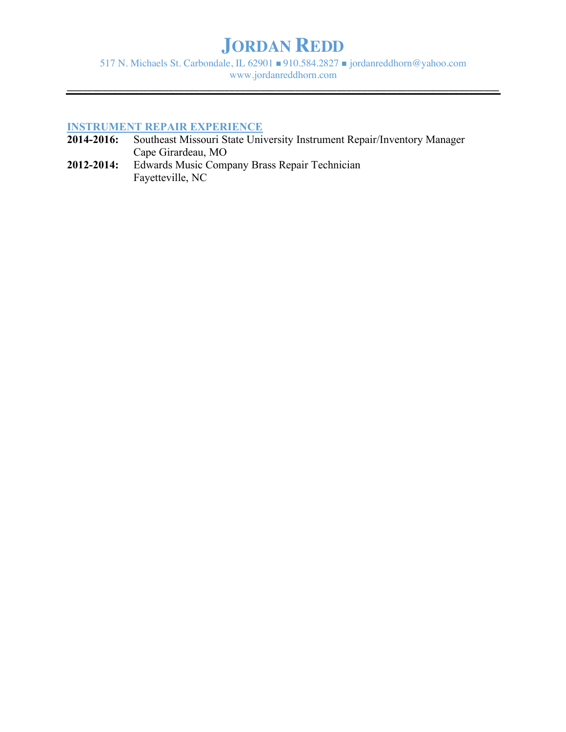# JORDAN REDD

517 N. Michaels St. Carbondale, IL 62901 ■ 910.584.2827 ■ jordanreddhorn@yahoo.com
www.jordanreddhorn.com

---

## INSTRUMENT REPAIR EXPERIENCE

**2014-2016:** Southeast Missouri State University Instrument Repair/Inventory Manager
Cape Girardeau, MO

**2012-2014:** Edwards Music Company Brass Repair Technician
Fayetteville, NC